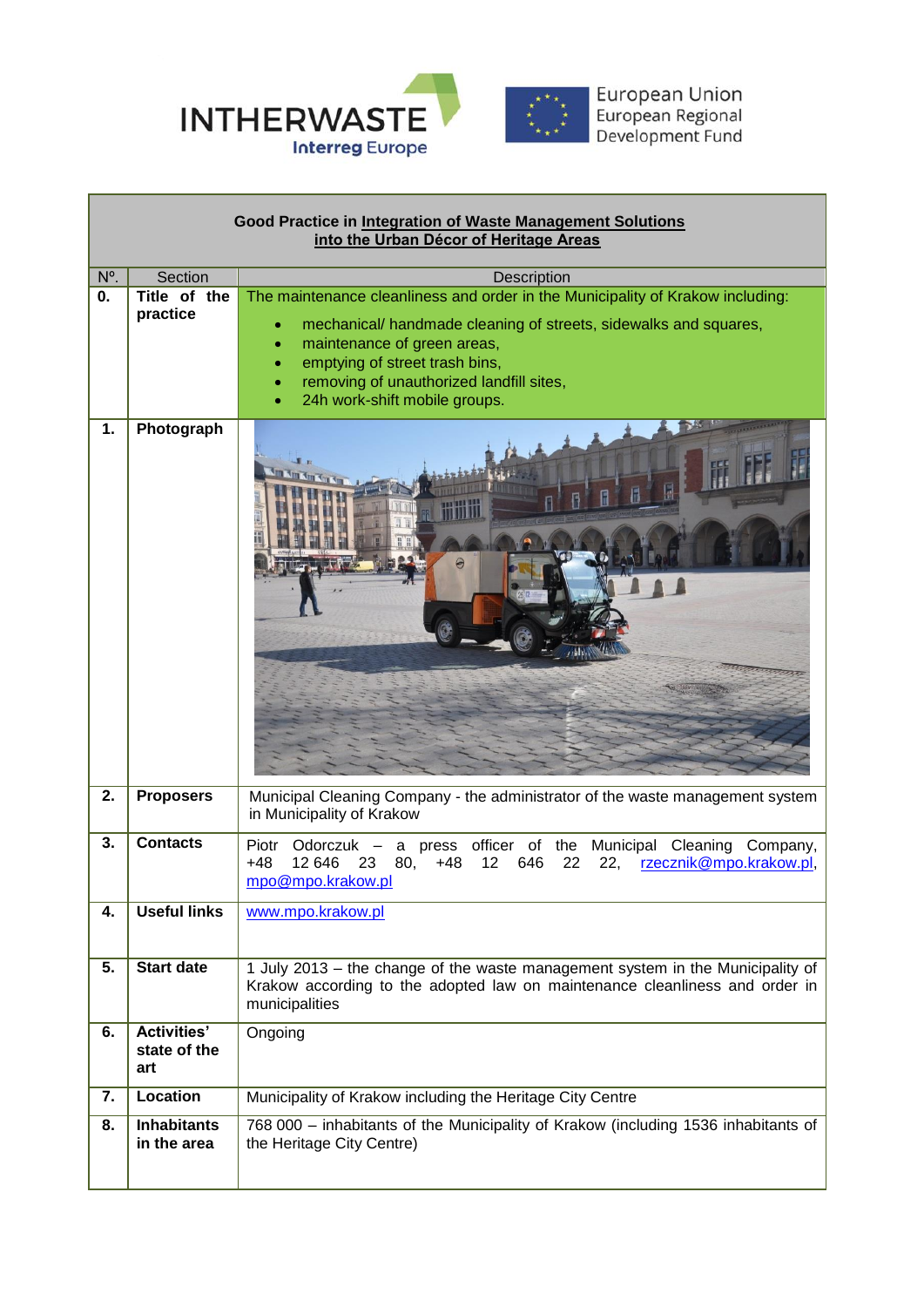INTHERWASTE
Interreg Europe

European Union
European Regional Development Fund

| Good Practice in Integration of Waste Management Solutions into the Urban Décor of Heritage Areas | | |
|---|---|---|
| Nº. | Section | Description |
| 0. | **Title of the practice** | The maintenance cleanliness and order in the Municipality of Krakow including: <br>• mechanical/ handmade cleaning of streets, sidewalks and squares, <br>• maintenance of green areas, <br>• emptying of street trash bins, <br>• removing of unauthorized landfill sites, <br>• 24h work-shift mobile groups. |
| 1. | **Photograph** | |
| 2. | **Proposers** | Municipal Cleaning Company - the administrator of the waste management system in Municipality of Krakow |
| 3. | **Contacts** | Piotr Odorczuk – a press officer of the Municipal Cleaning Company, +48 12 646 23 80, +48 12 646 22 22, rzecznik@mpo.krakow.pl, mpo@mpo.krakow.pl |
| 4. | **Useful links** | www.mpo.krakow.pl |
| 5. | **Start date** | 1 July 2013 – the change of the waste management system in the Municipality of Krakow according to the adopted law on maintenance cleanliness and order in municipalities |
| 6. | **Activities' state of the art** | Ongoing |
| 7. | **Location** | Municipality of Krakow including the Heritage City Centre |
| 8. | **Inhabitants in the area** | 768 000 – inhabitants of the Municipality of Krakow (including 1536 inhabitants of the Heritage City Centre) |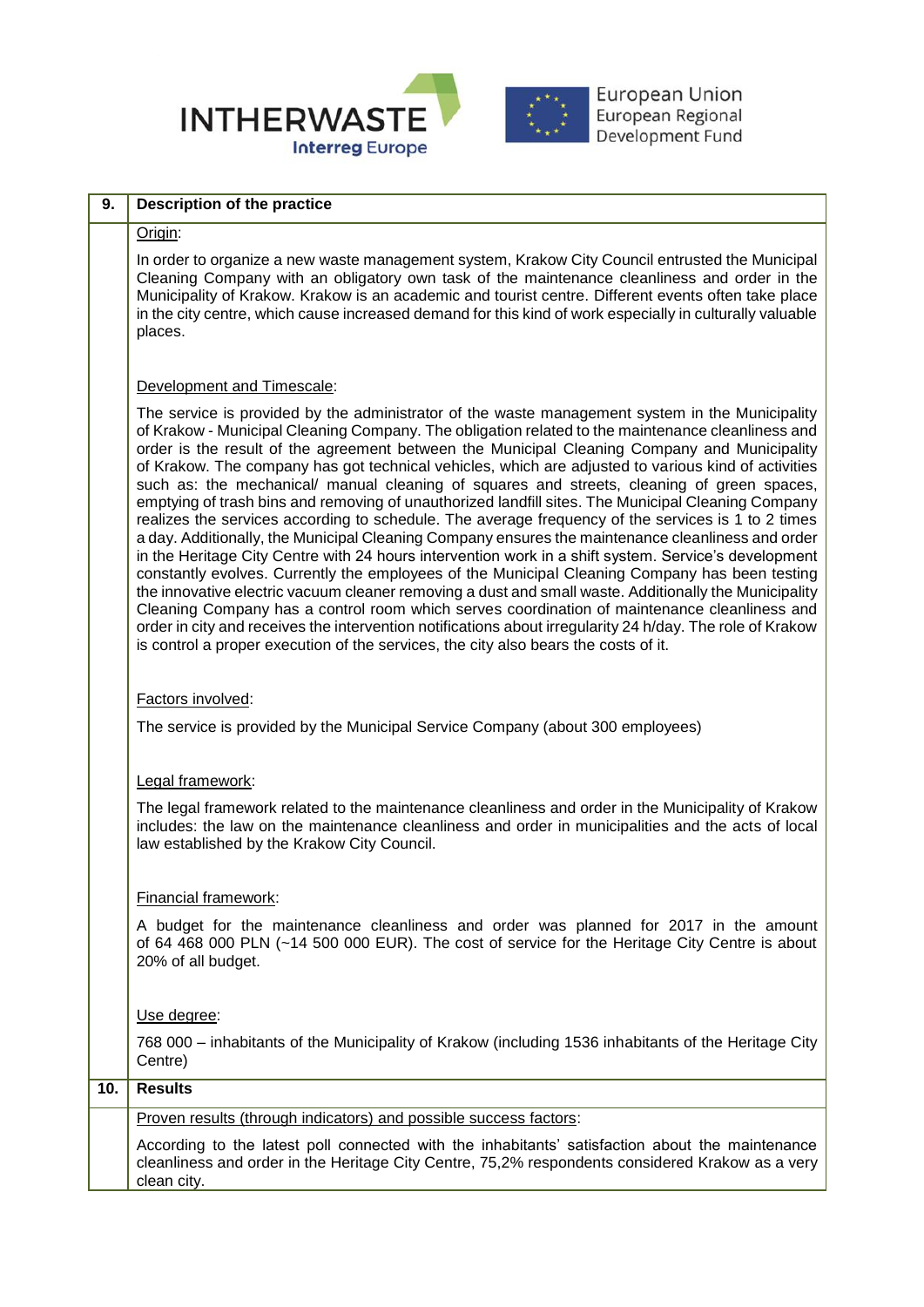| 9. | Description of the practice |
|---|---|
| | Origin:<br><br>In order to organize a new waste management system, Krakow City Council entrusted the Municipal Cleaning Company with an obligatory own task of the maintenance cleanliness and order in the Municipality of Krakow. Krakow is an academic and tourist centre. Different events often take place in the city centre, which cause increased demand for this kind of work especially in culturally valuable places.<br><br>Development and Timescale:<br><br>The service is provided by the administrator of the waste management system in the Municipality of Krakow - Municipal Cleaning Company. The obligation related to the maintenance cleanliness and order is the result of the agreement between the Municipal Cleaning Company and Municipality of Krakow. The company has got technical vehicles, which are adjusted to various kind of activities such as: the mechanical/ manual cleaning of squares and streets, cleaning of green spaces, emptying of trash bins and removing of unauthorized landfill sites. The Municipal Cleaning Company realizes the services according to schedule. The average frequency of the services is 1 to 2 times a day. Additionally, the Municipal Cleaning Company ensures the maintenance cleanliness and order in the Heritage City Centre with 24 hours intervention work in a shift system. Service's development constantly evolves. Currently the employees of the Municipal Cleaning Company has been testing the innovative electric vacuum cleaner removing a dust and small waste. Additionally the Municipality Cleaning Company has a control room which serves coordination of maintenance cleanliness and order in city and receives the intervention notifications about irregularity 24 h/day. The role of Krakow is control a proper execution of the services, the city also bears the costs of it.<br><br>Factors involved:<br><br>The service is provided by the Municipal Service Company (about 300 employees)<br><br>Legal framework:<br><br>The legal framework related to the maintenance cleanliness and order in the Municipality of Krakow includes: the law on the maintenance cleanliness and order in municipalities and the acts of local law established by the Krakow City Council.<br><br>Financial framework:<br><br>A budget for the maintenance cleanliness and order was planned for 2017 in the amount of 64 468 000 PLN (~14 500 000 EUR). The cost of service for the Heritage City Centre is about 20% of all budget.<br><br>Use degree:<br><br>768 000 – inhabitants of the Municipality of Krakow (including 1536 inhabitants of the Heritage City Centre) |
| **10.** | **Results** |
| | Proven results (through indicators) and possible success factors:<br><br>According to the latest poll connected with the inhabitants' satisfaction about the maintenance cleanliness and order in the Heritage City Centre, 75,2% respondents considered Krakow as a very clean city. |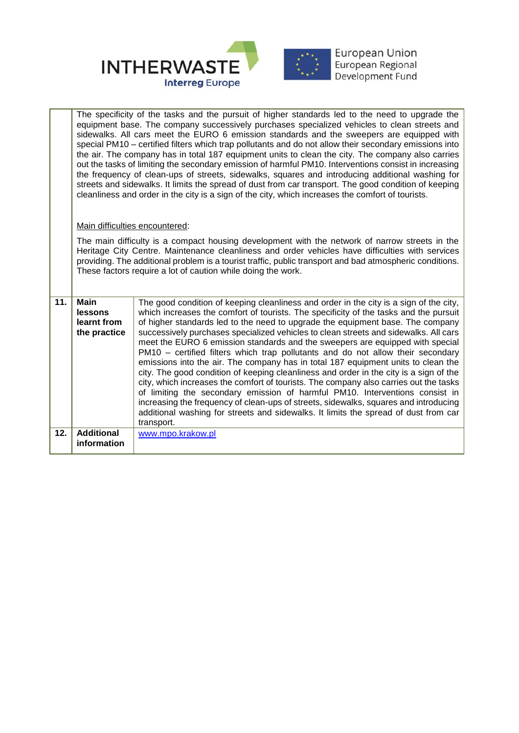| | | |
|---|---|---|
| | | The specificity of the tasks and the pursuit of higher standards led to the need to upgrade the equipment base. The company successively purchases specialized vehicles to clean streets and sidewalks. All cars meet the EURO 6 emission standards and the sweepers are equipped with special PM10 – certified filters which trap pollutants and do not allow their secondary emissions into the air. The company has in total 187 equipment units to clean the city. The company also carries out the tasks of limiting the secondary emission of harmful PM10. Interventions consist in increasing the frequency of clean-ups of streets, sidewalks, squares and introducing additional washing for streets and sidewalks. It limits the spread of dust from car transport. The good condition of keeping cleanliness and order in the city is a sign of the city, which increases the comfort of tourists.<br><br>Main difficulties encountered:<br><br>The main difficulty is a compact housing development with the network of narrow streets in the Heritage City Centre. Maintenance cleanliness and order vehicles have difficulties with services providing. The additional problem is a tourist traffic, public transport and bad atmospheric conditions. These factors require a lot of caution while doing the work. |
| **11.** | **Main lessons learnt from the practice** | The good condition of keeping cleanliness and order in the city is a sign of the city, which increases the comfort of tourists. The specificity of the tasks and the pursuit of higher standards led to the need to upgrade the equipment base. The company successively purchases specialized vehicles to clean streets and sidewalks. All cars meet the EURO 6 emission standards and the sweepers are equipped with special PM10 – certified filters which trap pollutants and do not allow their secondary emissions into the air. The company has in total 187 equipment units to clean the city. The good condition of keeping cleanliness and order in the city is a sign of the city, which increases the comfort of tourists. The company also carries out the tasks of limiting the secondary emission of harmful PM10. Interventions consist in increasing the frequency of clean-ups of streets, sidewalks, squares and introducing additional washing for streets and sidewalks. It limits the spread of dust from car transport. |
| **12.** | **Additional information** | www.mpo.krakow.pl |